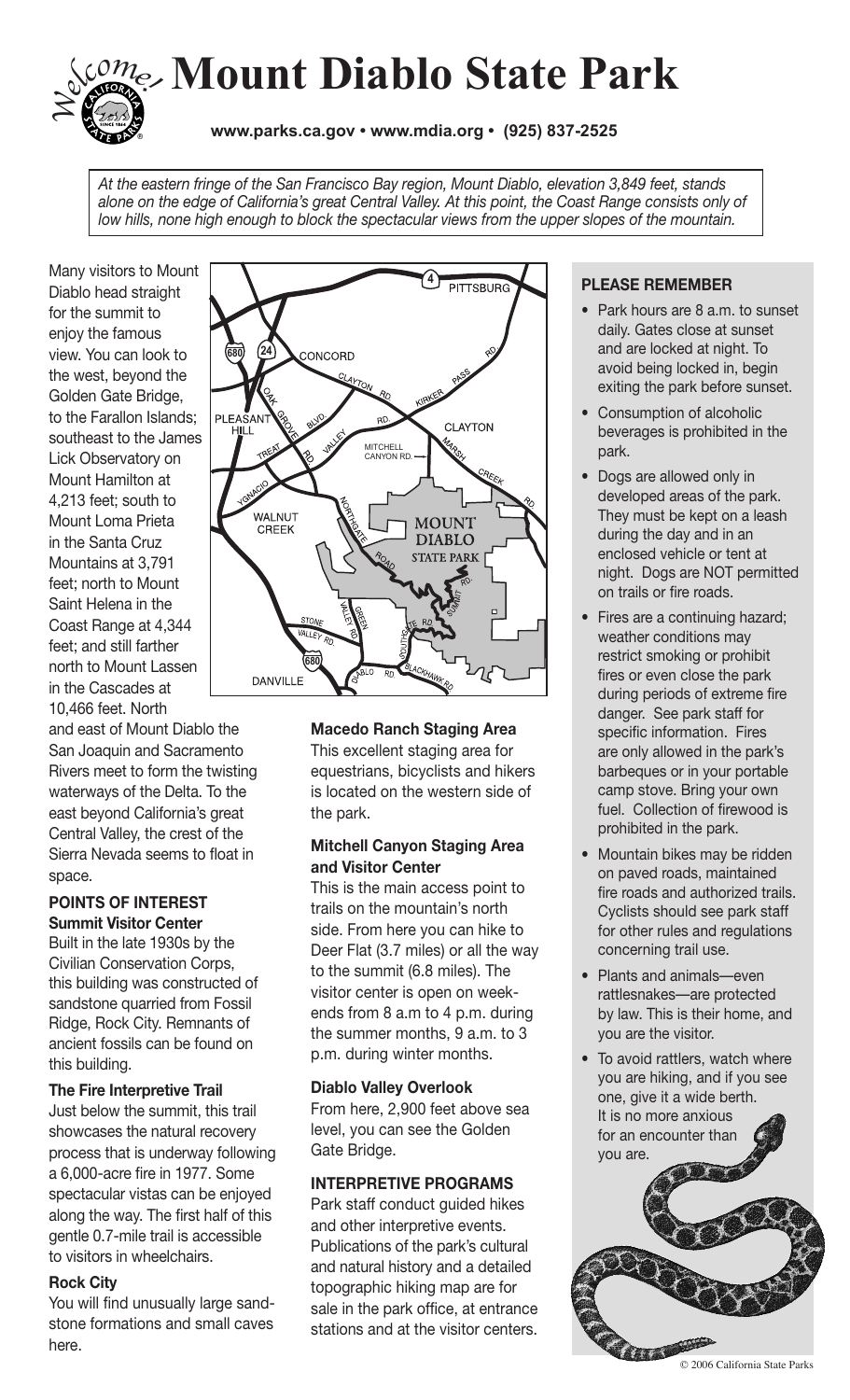# Mount Diablo State Park

**www.parks.ca.gov • www.mdia.org • (925) 837-2525**

*At the eastern fringe of the San Francisco Bay region, Mount Diablo, elevation 3,849 feet, stands alone on the edge of California's great Central Valley. At this point, the Coast Range consists only of low hills, none high enough to block the spectacular views from the upper slopes of the mountain.*

Many visitors to Mount Diablo head straight for the summit to enjoy the famous view. You can look to the west, beyond the Golden Gate Bridge, to the Farallon Islands; southeast to the James Lick Observatory on Mount Hamilton at 4,213 feet; south to Mount Loma Prieta in the Santa Cruz Mountains at 3,791 feet; north to Mount Saint Helena in the Coast Range at 4,344 feet; and still farther north to Mount Lassen in the Cascades at 10,466 feet. North and east of Mount Diablo the San Joaquin and Sacramento Rivers meet to form the twisting waterways of the Delta. To the east beyond California's great Central Valley, the crest of the Sierra Nevada seems to float in space.

## POINTS OF INTEREST

### Summit Visitor Center

Built in the late 1930s by the Civilian Conservation Corps, this building was constructed of sandstone quarried from Fossil Ridge, Rock City. Remnants of ancient fossils can be found on this building.

### The Fire Interpretive Trail

Just below the summit, this trail showcases the natural recovery process that is underway following a 6,000-acre fire in 1977. Some spectacular vistas can be enjoyed along the way. The first half of this gentle 0.7-mile trail is accessible to visitors in wheelchairs.

### Rock City

You will find unusually large sandstone formations and small caves here.

### Macedo Ranch Staging Area

This excellent staging area for equestrians, bicyclists and hikers is located on the western side of the park.

### Mitchell Canyon Staging Area and Visitor Center

This is the main access point to trails on the mountain's north side. From here you can hike to Deer Flat (3.7 miles) or all the way to the summit (6.8 miles). The visitor center is open on weekends from 8 a.m to 4 p.m. during the summer months, 9 a.m. to 3 p.m. during winter months.

### Diablo Valley Overlook

From here, 2,900 feet above sea level, you can see the Golden Gate Bridge.

## INTERPRETIVE PROGRAMS

Park staff conduct guided hikes and other interpretive events. Publications of the park's cultural and natural history and a detailed topographic hiking map are for sale in the park office, at entrance stations and at the visitor centers.

## PLEASE REMEMBER

- Park hours are 8 a.m. to sunset daily. Gates close at sunset and are locked at night. To avoid being locked in, begin exiting the park before sunset.
- Consumption of alcoholic beverages is prohibited in the park.
- Dogs are allowed only in developed areas of the park. They must be kept on a leash during the day and in an enclosed vehicle or tent at night. Dogs are NOT permitted on trails or fire roads.
- Fires are a continuing hazard; weather conditions may restrict smoking or prohibit fires or even close the park during periods of extreme fire danger. See park staff for specific information. Fires are only allowed in the park's barbeques or in your portable camp stove. Bring your own fuel. Collection of firewood is prohibited in the park.
- Mountain bikes may be ridden on paved roads, maintained fire roads and authorized trails. Cyclists should see park staff for other rules and regulations concerning trail use.
- Plants and animals—even rattlesnakes—are protected by law. This is their home, and you are the visitor.
- To avoid rattlers, watch where you are hiking, and if you see one, give it a wide berth. It is no more anxious for an encounter than you are.

© 2006 California State Parks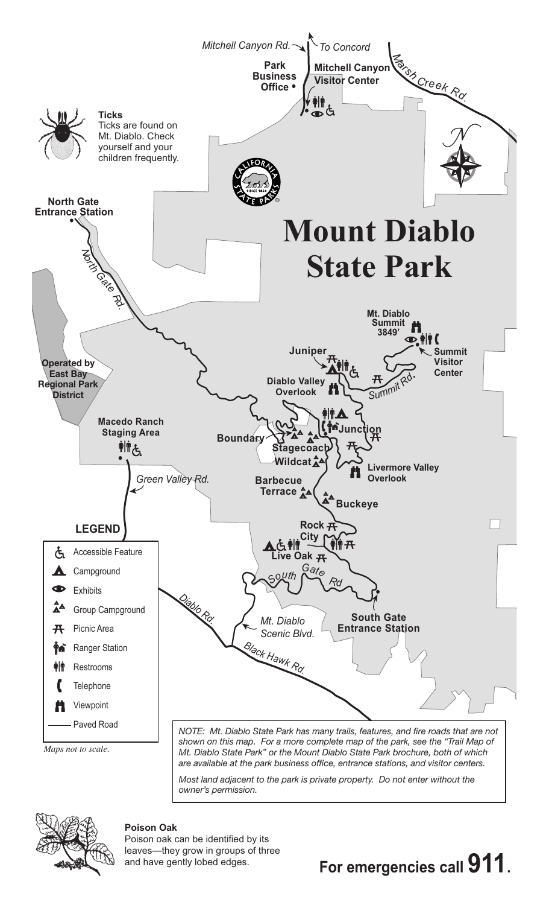# Mount Diablo State Park

Mitchell Canyon Rd.

To Concord

Park Business Office

Mitchell Canyon Visitor Center

Marsh Creek Rd.

**Ticks**
Ticks are found on Mt. Diablo. Check yourself and your children frequently.

North Gate Entrance Station

North Gate Rd.

Operated by East Bay Regional Park District

Macedo Ranch Staging Area

Green Valley Rd.

Mt. Diablo Summit 3849'

Summit Visitor Center

Juniper

Diablo Valley Overlook

Summit Rd.

Boundary

Junction

Stagecoach

Wildcat

Livermore Valley Overlook

Barbecue Terrace

Buckeye

Rock City

Live Oak

South Gate Rd

South Gate Entrance Station

Diablo Rd.

Mt. Diablo Scenic Blvd.

Black Hawk Rd.

## LEGEND

- Accessible Feature
- Campground
- Exhibits
- Group Campground
- Picnic Area
- Ranger Station
- Restrooms
- Telephone
- Viewpoint
- Paved Road

*Maps not to scale.*

*NOTE: Mt. Diablo State Park has many trails, features, and fire roads that are not shown on this map. For a more complete map of the park, see the "Trail Map of Mt. Diablo State Park" or the Mount Diablo State Park brochure, both of which are available at the park business office, entrance stations, and visitor centers.*

*Most land adjacent to the park is private property. Do not enter without the owner's permission.*

**Poison Oak**
Poison oak can be identified by its leaves—they grow in groups of three and have gently lobed edges.

**For emergencies call 911.**